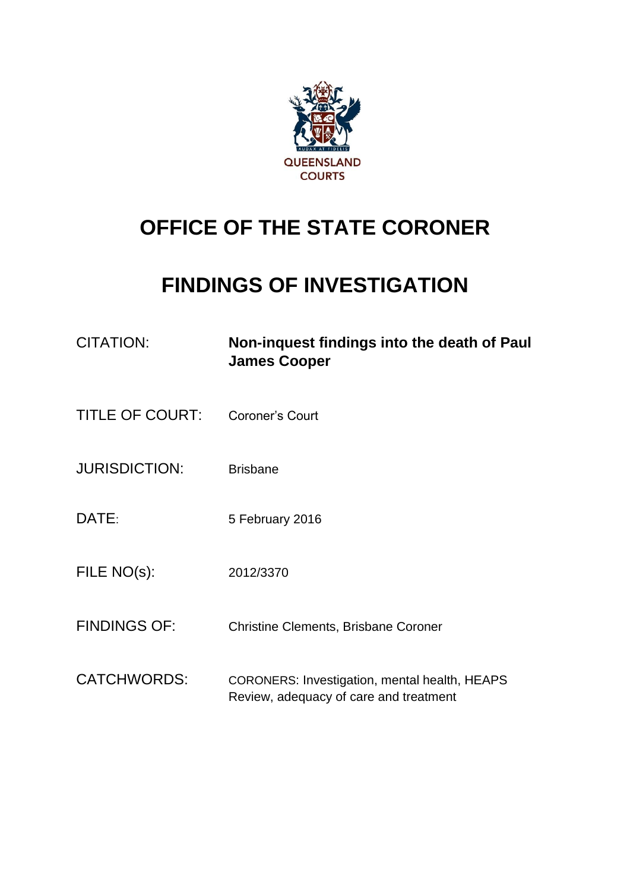QUEENSLAND COURTS

# OFFICE OF THE STATE CORONER

# FINDINGS OF INVESTIGATION

| | |
|---|---|
| CITATION: | **Non-inquest findings into the death of Paul James Cooper** |
| TITLE OF COURT: | Coroner's Court |
| JURISDICTION: | Brisbane |
| DATE: | 5 February 2016 |
| FILE NO(s): | 2012/3370 |
| FINDINGS OF: | Christine Clements, Brisbane Coroner |
| CATCHWORDS: | CORONERS: Investigation, mental health, HEAPS Review, adequacy of care and treatment |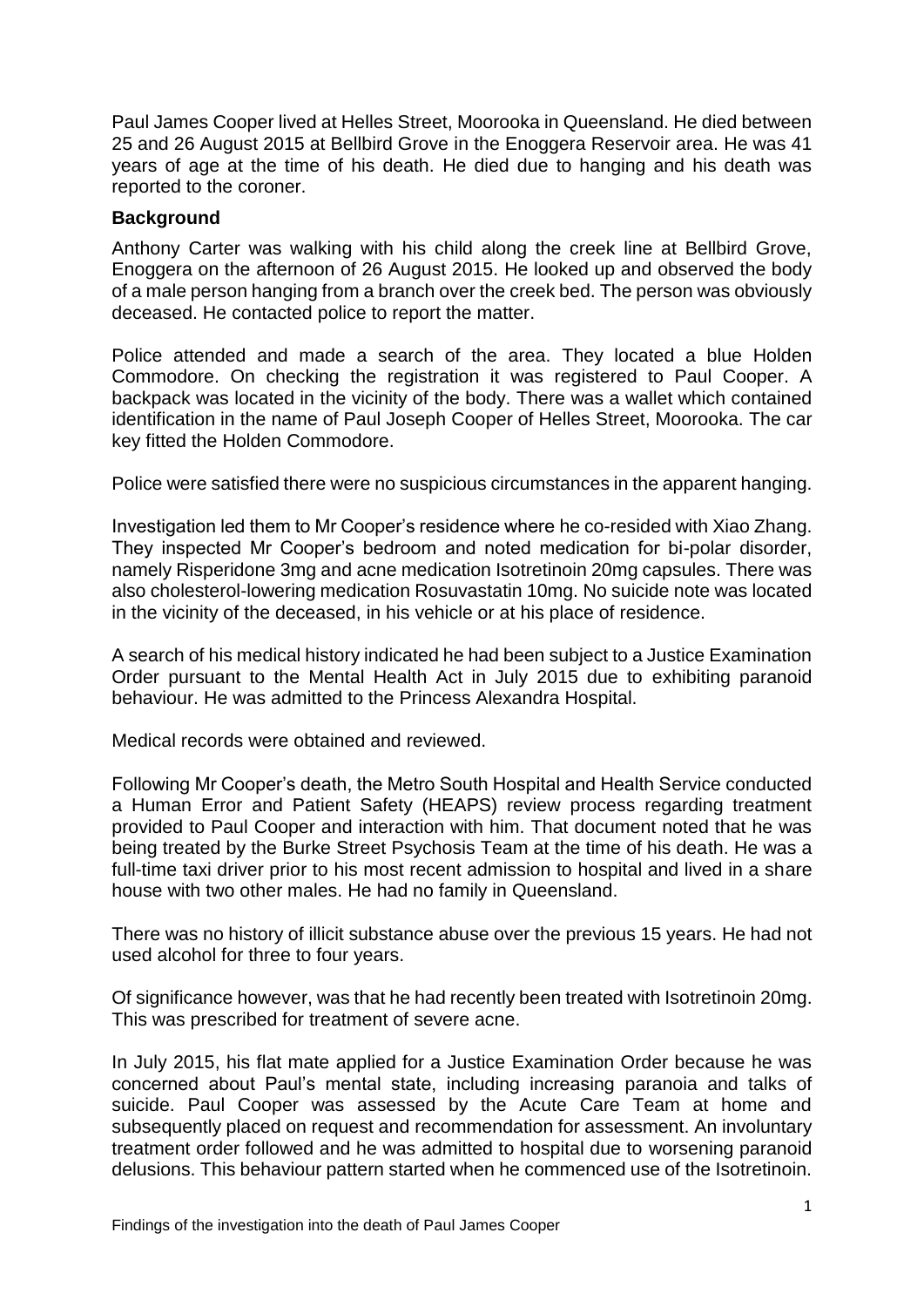Paul James Cooper lived at Helles Street, Moorooka in Queensland. He died between 25 and 26 August 2015 at Bellbird Grove in the Enoggera Reservoir area. He was 41 years of age at the time of his death. He died due to hanging and his death was reported to the coroner.

## Background

Anthony Carter was walking with his child along the creek line at Bellbird Grove, Enoggera on the afternoon of 26 August 2015. He looked up and observed the body of a male person hanging from a branch over the creek bed. The person was obviously deceased. He contacted police to report the matter.

Police attended and made a search of the area. They located a blue Holden Commodore. On checking the registration it was registered to Paul Cooper. A backpack was located in the vicinity of the body. There was a wallet which contained identification in the name of Paul Joseph Cooper of Helles Street, Moorooka. The car key fitted the Holden Commodore.

Police were satisfied there were no suspicious circumstances in the apparent hanging.

Investigation led them to Mr Cooper's residence where he co-resided with Xiao Zhang. They inspected Mr Cooper's bedroom and noted medication for bi-polar disorder, namely Risperidone 3mg and acne medication Isotretinoin 20mg capsules. There was also cholesterol-lowering medication Rosuvastatin 10mg. No suicide note was located in the vicinity of the deceased, in his vehicle or at his place of residence.

A search of his medical history indicated he had been subject to a Justice Examination Order pursuant to the Mental Health Act in July 2015 due to exhibiting paranoid behaviour. He was admitted to the Princess Alexandra Hospital.

Medical records were obtained and reviewed.

Following Mr Cooper's death, the Metro South Hospital and Health Service conducted a Human Error and Patient Safety (HEAPS) review process regarding treatment provided to Paul Cooper and interaction with him. That document noted that he was being treated by the Burke Street Psychosis Team at the time of his death. He was a full-time taxi driver prior to his most recent admission to hospital and lived in a share house with two other males. He had no family in Queensland.

There was no history of illicit substance abuse over the previous 15 years. He had not used alcohol for three to four years.

Of significance however, was that he had recently been treated with Isotretinoin 20mg. This was prescribed for treatment of severe acne.

In July 2015, his flat mate applied for a Justice Examination Order because he was concerned about Paul's mental state, including increasing paranoia and talks of suicide. Paul Cooper was assessed by the Acute Care Team at home and subsequently placed on request and recommendation for assessment. An involuntary treatment order followed and he was admitted to hospital due to worsening paranoid delusions. This behaviour pattern started when he commenced use of the Isotretinoin.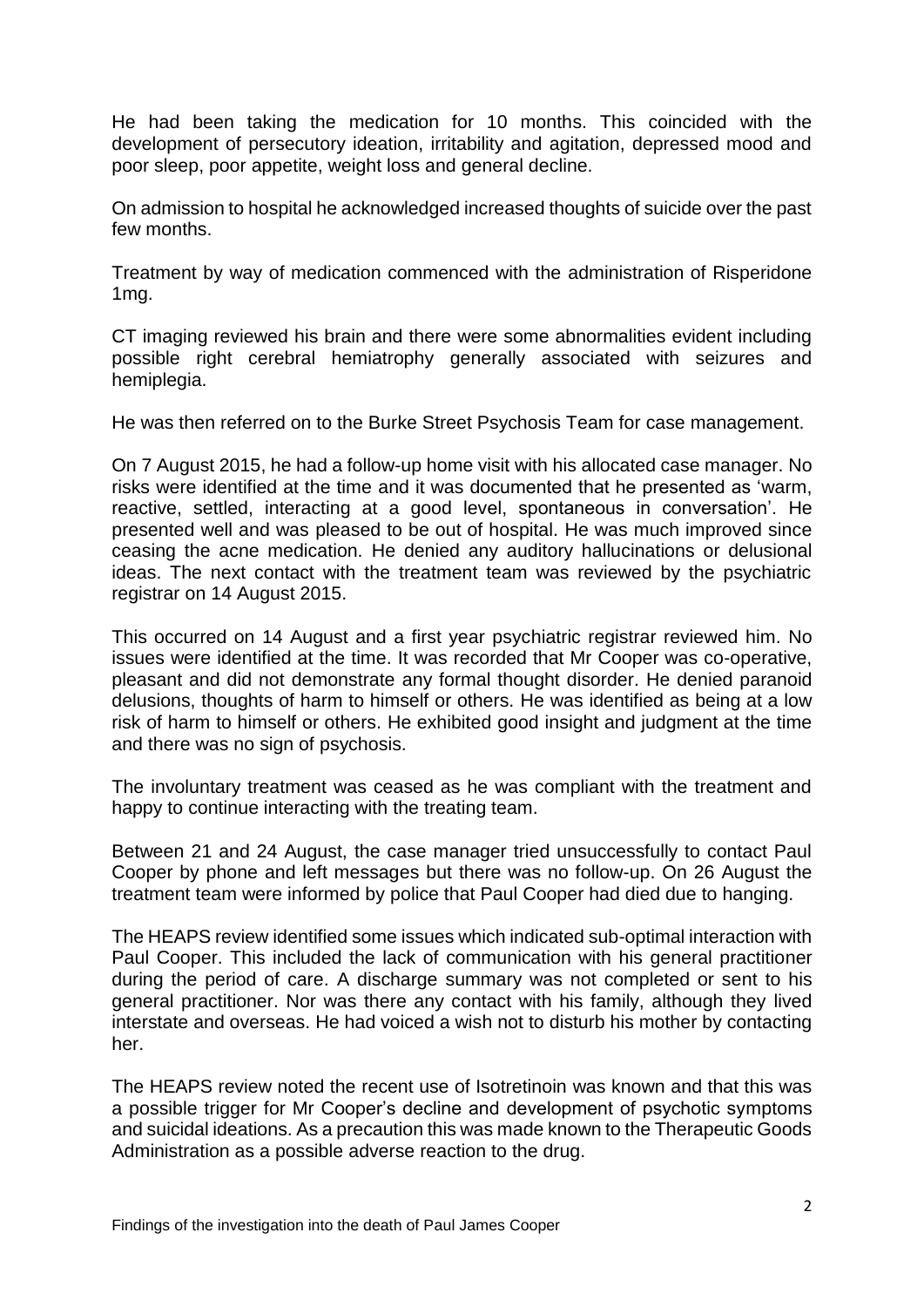He had been taking the medication for 10 months. This coincided with the development of persecutory ideation, irritability and agitation, depressed mood and poor sleep, poor appetite, weight loss and general decline.

On admission to hospital he acknowledged increased thoughts of suicide over the past few months.

Treatment by way of medication commenced with the administration of Risperidone 1mg.

CT imaging reviewed his brain and there were some abnormalities evident including possible right cerebral hemiatrophy generally associated with seizures and hemiplegia.

He was then referred on to the Burke Street Psychosis Team for case management.

On 7 August 2015, he had a follow-up home visit with his allocated case manager. No risks were identified at the time and it was documented that he presented as 'warm, reactive, settled, interacting at a good level, spontaneous in conversation'. He presented well and was pleased to be out of hospital. He was much improved since ceasing the acne medication. He denied any auditory hallucinations or delusional ideas. The next contact with the treatment team was reviewed by the psychiatric registrar on 14 August 2015.

This occurred on 14 August and a first year psychiatric registrar reviewed him. No issues were identified at the time. It was recorded that Mr Cooper was co-operative, pleasant and did not demonstrate any formal thought disorder. He denied paranoid delusions, thoughts of harm to himself or others. He was identified as being at a low risk of harm to himself or others. He exhibited good insight and judgment at the time and there was no sign of psychosis.

The involuntary treatment was ceased as he was compliant with the treatment and happy to continue interacting with the treating team.

Between 21 and 24 August, the case manager tried unsuccessfully to contact Paul Cooper by phone and left messages but there was no follow-up. On 26 August the treatment team were informed by police that Paul Cooper had died due to hanging.

The HEAPS review identified some issues which indicated sub-optimal interaction with Paul Cooper. This included the lack of communication with his general practitioner during the period of care. A discharge summary was not completed or sent to his general practitioner. Nor was there any contact with his family, although they lived interstate and overseas. He had voiced a wish not to disturb his mother by contacting her.

The HEAPS review noted the recent use of Isotretinoin was known and that this was a possible trigger for Mr Cooper's decline and development of psychotic symptoms and suicidal ideations. As a precaution this was made known to the Therapeutic Goods Administration as a possible adverse reaction to the drug.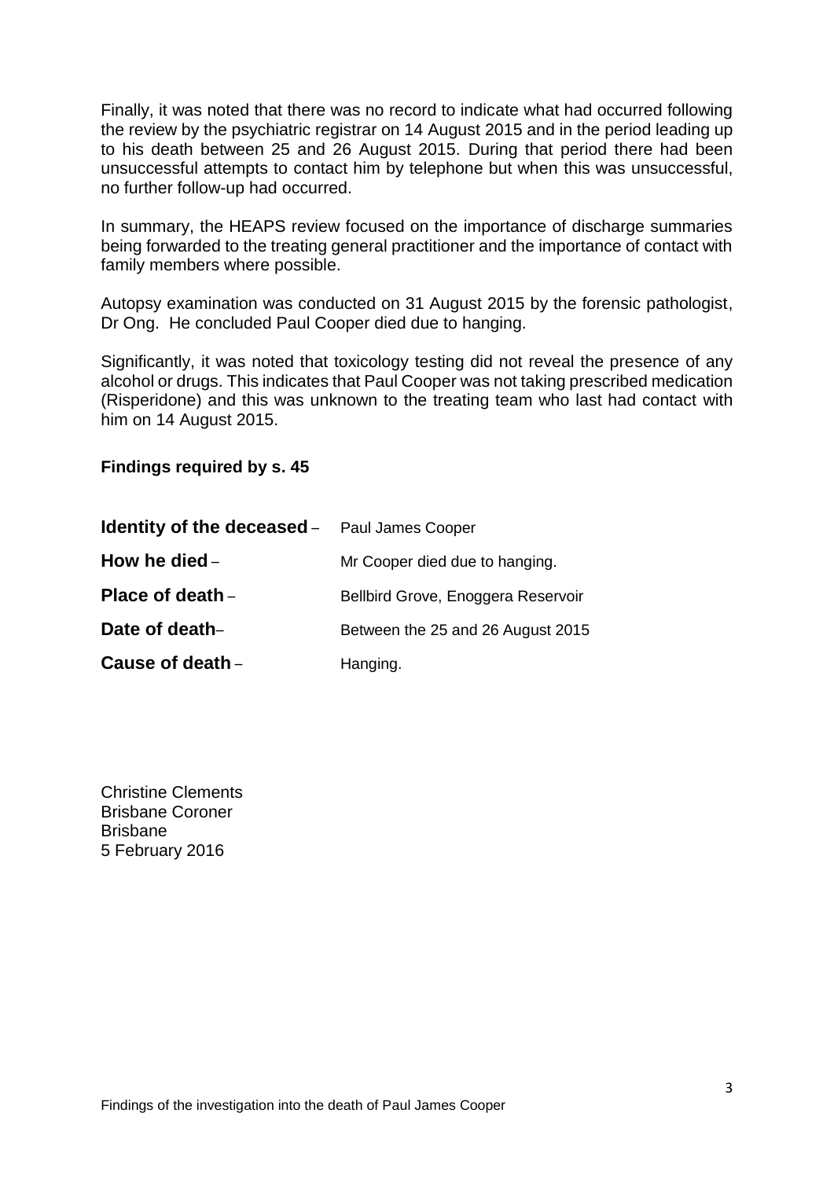Finally, it was noted that there was no record to indicate what had occurred following the review by the psychiatric registrar on 14 August 2015 and in the period leading up to his death between 25 and 26 August 2015. During that period there had been unsuccessful attempts to contact him by telephone but when this was unsuccessful, no further follow-up had occurred.

In summary, the HEAPS review focused on the importance of discharge summaries being forwarded to the treating general practitioner and the importance of contact with family members where possible.

Autopsy examination was conducted on 31 August 2015 by the forensic pathologist, Dr Ong. He concluded Paul Cooper died due to hanging.

Significantly, it was noted that toxicology testing did not reveal the presence of any alcohol or drugs. This indicates that Paul Cooper was not taking prescribed medication (Risperidone) and this was unknown to the treating team who last had contact with him on 14 August 2015.

## Findings required by s. 45

| | |
|---|---|
| **Identity of the deceased** – | Paul James Cooper |
| **How he died** – | Mr Cooper died due to hanging. |
| **Place of death** – | Bellbird Grove, Enoggera Reservoir |
| **Date of death**– | Between the 25 and 26 August 2015 |
| **Cause of death** – | Hanging. |

Christine Clements
Brisbane Coroner
Brisbane
5 February 2016